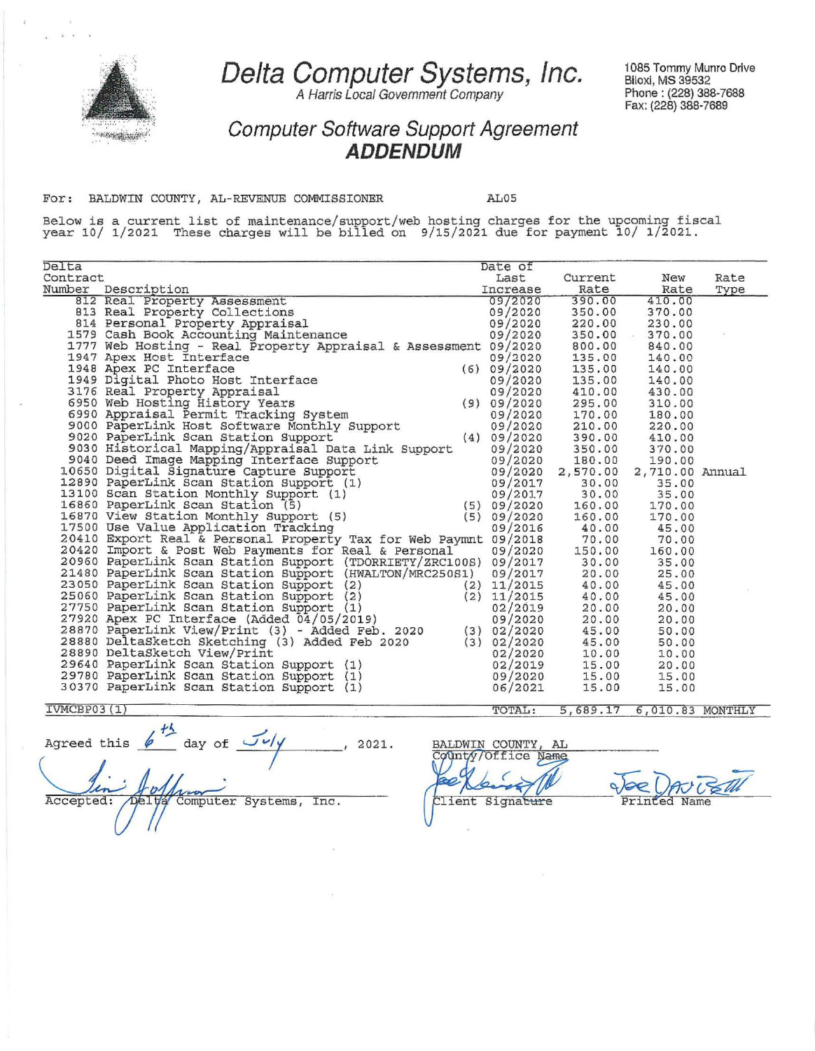# Delta Computer Systems, Inc.

*A Harris Local Government Company*

1085 Tommy Munro Drive
Biloxi, MS 39532
Phone : (228) 388-7688
Fax: (228) 388-7689

## *Computer Software Support Agreement*
## ***ADDENDUM***

For: BALDWIN COUNTY, AL-REVENUE COMMISSIONER AL05

Below is a current list of maintenance/support/web hosting charges for the upcoming fiscal year 10/ 1/2021 These charges will be billed on 9/15/2021 due for payment 10/ 1/2021.

| Delta Contract Number | Description | | Date of Last Increase | Current Rate | New Rate | Rate Type |
|---|---|---|---|---|---|---|
| 812 | Real Property Assessment | | 09/2020 | 390.00 | 410.00 | |
| 813 | Real Property Collections | | 09/2020 | 350.00 | 370.00 | |
| 814 | Personal Property Appraisal | | 09/2020 | 220.00 | 230.00 | |
| 1579 | Cash Book Accounting Maintenance | | 09/2020 | 350.00 | 370.00 | |
| 1777 | Web Hosting - Real Property Appraisal & Assessment | | 09/2020 | 800.00 | 840.00 | |
| 1947 | Apex Host Interface | | 09/2020 | 135.00 | 140.00 | |
| 1948 | Apex PC Interface | (6) | 09/2020 | 135.00 | 140.00 | |
| 1949 | Digital Photo Host Interface | | 09/2020 | 135.00 | 140.00 | |
| 3176 | Real Property Appraisal | | 09/2020 | 410.00 | 430.00 | |
| 6950 | Web Hosting History Years | (9) | 09/2020 | 295.00 | 310.00 | |
| 6990 | Appraisal Permit Tracking System | | 09/2020 | 170.00 | 180.00 | |
| 9000 | PaperLink Host Software Monthly Support | | 09/2020 | 210.00 | 220.00 | |
| 9020 | PaperLink Scan Station Support | (4) | 09/2020 | 390.00 | 410.00 | |
| 9030 | Historical Mapping/Appraisal Data Link Support | | 09/2020 | 350.00 | 370.00 | |
| 9040 | Deed Image Mapping Interface Support | | 09/2020 | 180.00 | 190.00 | |
| 10650 | Digital Signature Capture Support | | 09/2020 | 2,570.00 | 2,710.00 | Annual |
| 12890 | PaperLink Scan Station Support (1) | | 09/2017 | 30.00 | 35.00 | |
| 13100 | Scan Station Monthly Support (1) | | 09/2017 | 30.00 | 35.00 | |
| 16860 | PaperLink Scan Station (5) | (5) | 09/2020 | 160.00 | 170.00 | |
| 16870 | View Station Monthly Support (5) | (5) | 09/2020 | 160.00 | 170.00 | |
| 17500 | Use Value Application Tracking | | 09/2016 | 40.00 | 45.00 | |
| 20410 | Export Real & Personal Property Tax for Web Paymnt | | 09/2018 | 70.00 | 70.00 | |
| 20420 | Import & Post Web Payments for Real & Personal | | 09/2020 | 150.00 | 160.00 | |
| 20960 | PaperLink Scan Station Support (TDORRIETY/ZRC100S) | | 09/2017 | 30.00 | 35.00 | |
| 21480 | PaperLink Scan Station Support (HWALTON/MRC250S1) | | 09/2017 | 20.00 | 25.00 | |
| 23050 | PaperLink Scan Station Support (2) | (2) | 11/2015 | 40.00 | 45.00 | |
| 25060 | PaperLink Scan Station Support (2) | (2) | 11/2015 | 40.00 | 45.00 | |
| 27750 | PaperLink Scan Station Support (1) | | 02/2019 | 20.00 | 20.00 | |
| 27920 | Apex PC Interface (Added 04/05/2019) | | 09/2020 | 20.00 | 20.00 | |
| 28870 | PaperLink View/Print (3) - Added Feb. 2020 | (3) | 02/2020 | 45.00 | 50.00 | |
| 28880 | DeltaSketch Sketching (3) Added Feb 2020 | (3) | 02/2020 | 45.00 | 50.00 | |
| 28890 | DeltaSketch View/Print | | 02/2020 | 10.00 | 10.00 | |
| 29640 | PaperLink Scan Station Support (1) | | 02/2019 | 15.00 | 20.00 | |
| 29780 | PaperLink Scan Station Support (1) | | 09/2020 | 15.00 | 15.00 | |
| 30370 | PaperLink Scan Station Support (1) | | 06/2021 | 15.00 | 15.00 | |
| IVMCBP03(1) | | | TOTAL: | 5,689.17 | 6,010.83 | MONTHLY |

Agreed this 6th day of July, 2021.

Accepted: Delta Computer Systems, Inc.

BALDWIN COUNTY, AL
County/Office Name

Client Signature

Joe Davis
Printed Name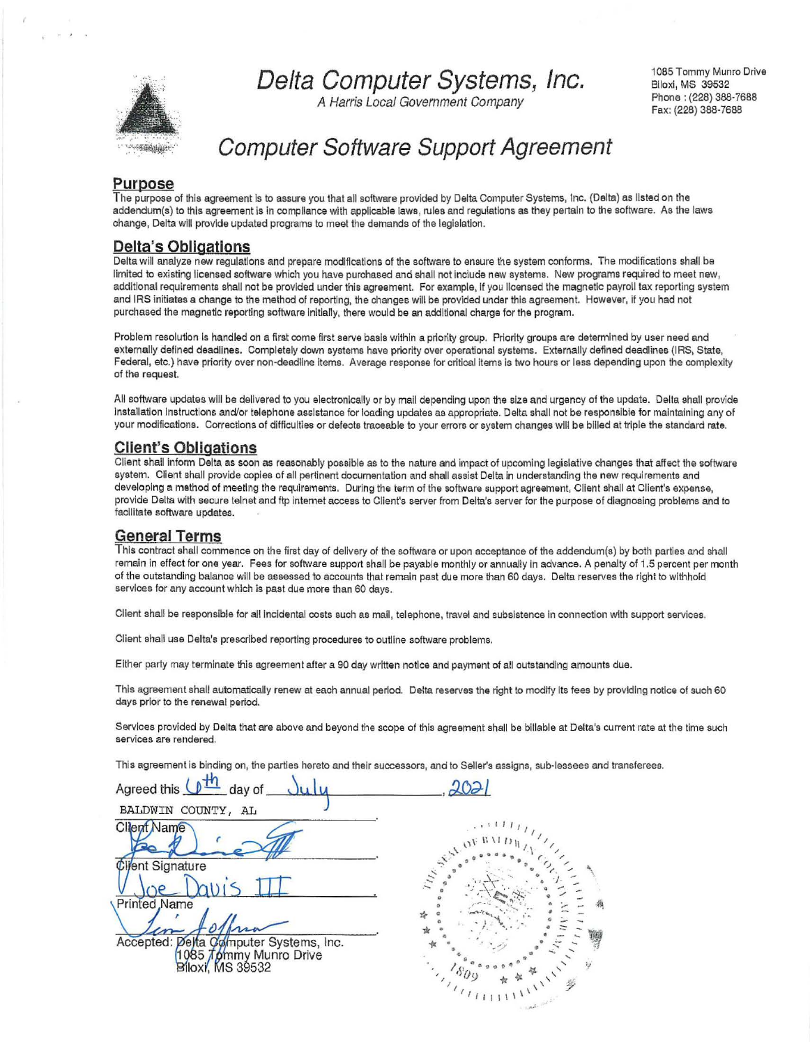# Delta Computer Systems, Inc.

*A Harris Local Government Company*

1085 Tommy Munro Drive
Biloxi, MS 39532
Phone : (228) 388-7688
Fax: (228) 388-7688

# Computer Software Support Agreement

## Purpose

The purpose of this agreement is to assure you that all software provided by Delta Computer Systems, Inc. (Delta) as listed on the addendum(s) to this agreement is in compliance with applicable laws, rules and regulations as they pertain to the software. As the laws change, Delta will provide updated programs to meet the demands of the legislation.

## Delta's Obligations

Delta will analyze new regulations and prepare modifications of the software to ensure the system conforms. The modifications shall be limited to existing licensed software which you have purchased and shall not include new systems. New programs required to meet new, additional requirements shall not be provided under this agreement. For example, if you licensed the magnetic payroll tax reporting system and IRS initiates a change to the method of reporting, the changes will be provided under this agreement. However, if you had not purchased the magnetic reporting software initially, there would be an additional charge for the program.

Problem resolution is handled on a first come first serve basis within a priority group. Priority groups are determined by user need and externally defined deadlines. Completely down systems have priority over operational systems. Externally defined deadlines (IRS, State, Federal, etc.) have priority over non-deadline items. Average response for critical items is two hours or less depending upon the complexity of the request.

All software updates will be delivered to you electronically or by mail depending upon the size and urgency of the update. Delta shall provide installation instructions and/or telephone assistance for loading updates as appropriate. Delta shall not be responsible for maintaining any of your modifications. Corrections of difficulties or defects traceable to your errors or system changes will be billed at triple the standard rate.

## Client's Obligations

Client shall inform Delta as soon as reasonably possible as to the nature and impact of upcoming legislative changes that affect the software system. Client shall provide copies of all pertinent documentation and shall assist Delta in understanding the new requirements and developing a method of meeting the requirements. During the term of the software support agreement, Client shall at Client's expense, provide Delta with secure telnet and ftp internet access to Client's server from Delta's server for the purpose of diagnosing problems and to facilitate software updates.

## General Terms

This contract shall commence on the first day of delivery of the software or upon acceptance of the addendum(s) by both parties and shall remain in effect for one year. Fees for software support shall be payable monthly or annually in advance. A penalty of 1.5 percent per month of the outstanding balance will be assessed to accounts that remain past due more than 60 days. Delta reserves the right to withhold services for any account which is past due more than 60 days.

Client shall be responsible for all incidental costs such as mail, telephone, travel and subsistence in connection with support services.

Client shall use Delta's prescribed reporting procedures to outline software problems.

Either party may terminate this agreement after a 90 day written notice and payment of all outstanding amounts due.

This agreement shall automatically renew at each annual period. Delta reserves the right to modify its fees by providing notice of such 60 days prior to the renewal period.

Services provided by Delta that are above and beyond the scope of this agreement shall be billable at Delta's current rate at the time such services are rendered.

This agreement is binding on, the parties hereto and their successors, and to Seller's assigns, sub-lessees and transferees.

Agreed this 6th day of July, 2021

BALDWIN COUNTY, AL
Client Name

[Signature]
Client Signature

Joe Davis III
Printed Name

[Signature]
Accepted: Delta Computer Systems, Inc.
1085 Tommy Munro Drive
Biloxi, MS 39532

THE SEAL OF BALDWIN COUNTY
1809